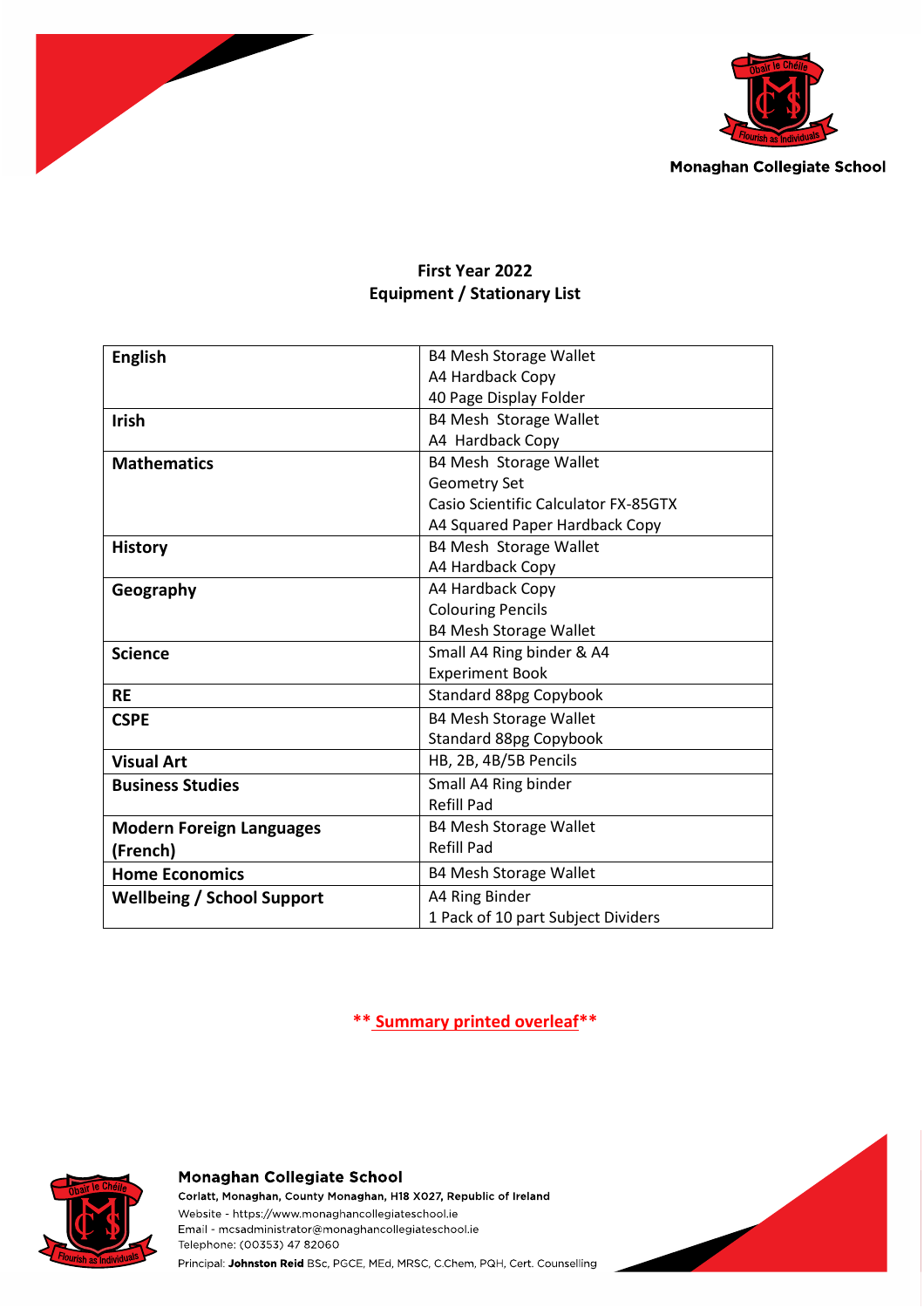Monaghan Collegiate School

## First Year 2022
## Equipment / Stationary List

| Subject | Items |
|---|---|
| **English** | B4 Mesh Storage Wallet<br>A4 Hardback Copy<br>40 Page Display Folder |
| **Irish** | B4 Mesh Storage Wallet<br>A4 Hardback Copy |
| **Mathematics** | B4 Mesh Storage Wallet<br>Geometry Set<br>Casio Scientific Calculator FX-85GTX<br>A4 Squared Paper Hardback Copy |
| **History** | B4 Mesh Storage Wallet<br>A4 Hardback Copy |
| **Geography** | A4 Hardback Copy<br>Colouring Pencils<br>B4 Mesh Storage Wallet |
| **Science** | Small A4 Ring binder & A4<br>Experiment Book |
| **RE** | Standard 88pg Copybook |
| **CSPE** | B4 Mesh Storage Wallet<br>Standard 88pg Copybook |
| **Visual Art** | HB, 2B, 4B/5B Pencils |
| **Business Studies** | Small A4 Ring binder<br>Refill Pad |
| **Modern Foreign Languages (French)** | B4 Mesh Storage Wallet<br>Refill Pad |
| **Home Economics** | B4 Mesh Storage Wallet |
| **Wellbeing / School Support** | A4 Ring Binder<br>1 Pack of 10 part Subject Dividers |

**** Summary printed overleaf****

**Monaghan Collegiate School**
Corlatt, Monaghan, County Monaghan, H18 X027, Republic of Ireland
Website - https://www.monaghancollegiateschool.ie
Email - mcsadministrator@monaghancollegiateschool.ie
Telephone: (00353) 47 82060
Principal: **Johnston Reid** BSc, PGCE, MEd, MRSC, C.Chem, PQH, Cert. Counselling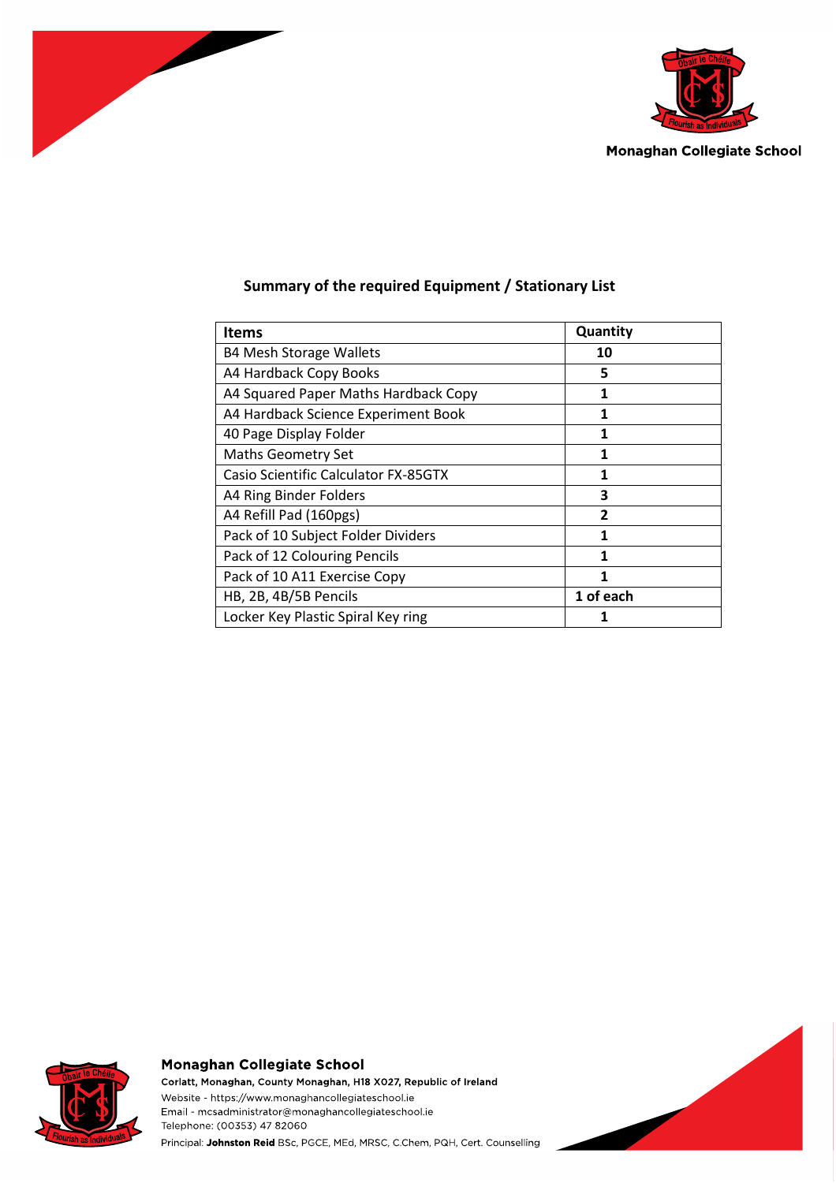## Summary of the required Equipment / Stationary List

| Items | Quantity |
|---|---|
| B4 Mesh Storage Wallets | **10** |
| A4 Hardback Copy Books | **5** |
| A4 Squared Paper Maths Hardback Copy | **1** |
| A4 Hardback Science Experiment Book | **1** |
| 40 Page Display Folder | **1** |
| Maths Geometry Set | **1** |
| Casio Scientific Calculator FX-85GTX | **1** |
| A4 Ring Binder Folders | **3** |
| A4 Refill Pad (160pgs) | **2** |
| Pack of 10 Subject Folder Dividers | **1** |
| Pack of 12 Colouring Pencils | **1** |
| Pack of 10 A11 Exercise Copy | **1** |
| HB, 2B, 4B/5B Pencils | **1 of each** |
| Locker Key Plastic Spiral Key ring | **1** |